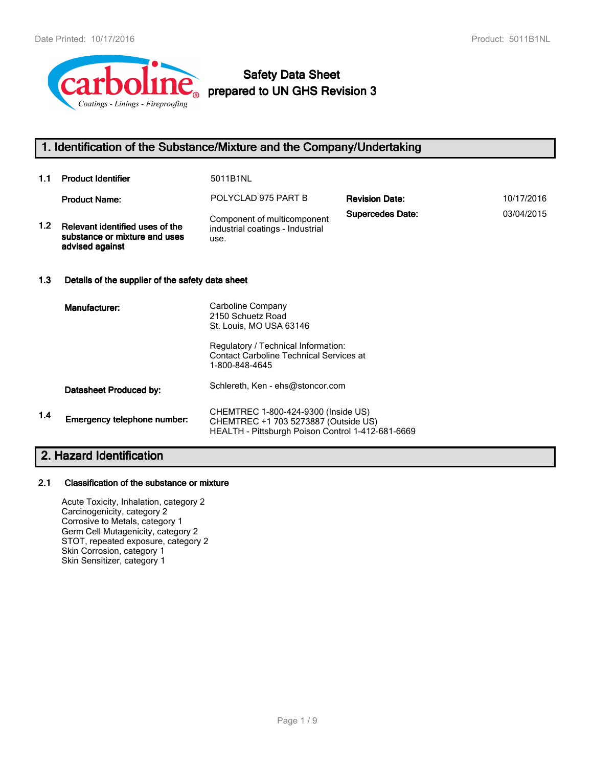# Safety Data Sheet prepared to UN GHS Revision 3

## 1. Identification of the Substance/Mixture and the Company/Undertaking

**1.1 Product Identifier** 5011B1NL

**Product Name:** POLYCLAD 975 PART B

**Revision Date:** 10/17/2016

**Supersedes Date:** 03/04/2015

**1.2 Relevant identified uses of the substance or mixture and uses advised against**

Component of multicomponent industrial coatings - Industrial use.

### 1.3 Details of the supplier of the safety data sheet

**Manufacturer:**

Carboline Company
2150 Schuetz Road
St. Louis, MO USA 63146

Regulatory / Technical Information:
Contact Carboline Technical Services at
1-800-848-4645

**Datasheet Produced by:** Schlereth, Ken - ehs@stoncor.com

**1.4 Emergency telephone number:**

CHEMTREC 1-800-424-9300 (Inside US)
CHEMTREC +1 703 5273887 (Outside US)
HEALTH - Pittsburgh Poison Control 1-412-681-6669

## 2. Hazard Identification

### 2.1 Classification of the substance or mixture

Acute Toxicity, Inhalation, category 2
Carcinogenicity, category 2
Corrosive to Metals, category 1
Germ Cell Mutagenicity, category 2
STOT, repeated exposure, category 2
Skin Corrosion, category 1
Skin Sensitizer, category 1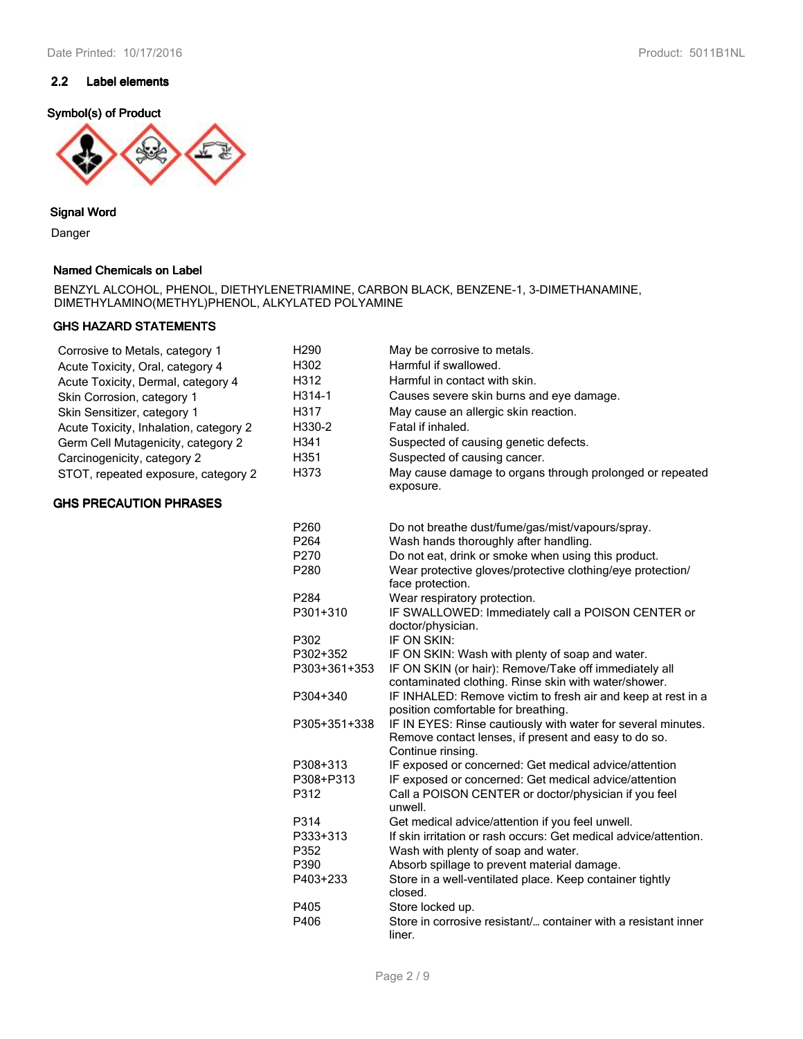## 2.2 Label elements

### Symbol(s) of Product

### Signal Word

Danger

### Named Chemicals on Label

BENZYL ALCOHOL, PHENOL, DIETHYLENETRIAMINE, CARBON BLACK, BENZENE-1, 3-DIMETHANAMINE, DIMETHYLAMINO(METHYL)PHENOL, ALKYLATED POLYAMINE

### GHS HAZARD STATEMENTS

| | | |
|---|---|---|
| Corrosive to Metals, category 1 | H290 | May be corrosive to metals. |
| Acute Toxicity, Oral, category 4 | H302 | Harmful if swallowed. |
| Acute Toxicity, Dermal, category 4 | H312 | Harmful in contact with skin. |
| Skin Corrosion, category 1 | H314-1 | Causes severe skin burns and eye damage. |
| Skin Sensitizer, category 1 | H317 | May cause an allergic skin reaction. |
| Acute Toxicity, Inhalation, category 2 | H330-2 | Fatal if inhaled. |
| Germ Cell Mutagenicity, category 2 | H341 | Suspected of causing genetic defects. |
| Carcinogenicity, category 2 | H351 | Suspected of causing cancer. |
| STOT, repeated exposure, category 2 | H373 | May cause damage to organs through prolonged or repeated exposure. |

### GHS PRECAUTION PHRASES

| | |
|---|---|
| P260 | Do not breathe dust/fume/gas/mist/vapours/spray. |
| P264 | Wash hands thoroughly after handling. |
| P270 | Do not eat, drink or smoke when using this product. |
| P280 | Wear protective gloves/protective clothing/eye protection/ face protection. |
| P284 | Wear respiratory protection. |
| P301+310 | IF SWALLOWED: Immediately call a POISON CENTER or doctor/physician. |
| P302 | IF ON SKIN: |
| P302+352 | IF ON SKIN: Wash with plenty of soap and water. |
| P303+361+353 | IF ON SKIN (or hair): Remove/Take off immediately all contaminated clothing. Rinse skin with water/shower. |
| P304+340 | IF INHALED: Remove victim to fresh air and keep at rest in a position comfortable for breathing. |
| P305+351+338 | IF IN EYES: Rinse cautiously with water for several minutes. Remove contact lenses, if present and easy to do so. Continue rinsing. |
| P308+313 | IF exposed or concerned: Get medical advice/attention |
| P308+P313 | IF exposed or concerned: Get medical advice/attention |
| P312 | Call a POISON CENTER or doctor/physician if you feel unwell. |
| P314 | Get medical advice/attention if you feel unwell. |
| P333+313 | If skin irritation or rash occurs: Get medical advice/attention. |
| P352 | Wash with plenty of soap and water. |
| P390 | Absorb spillage to prevent material damage. |
| P403+233 | Store in a well-ventilated place. Keep container tightly closed. |
| P405 | Store locked up. |
| P406 | Store in corrosive resistant/… container with a resistant inner liner. |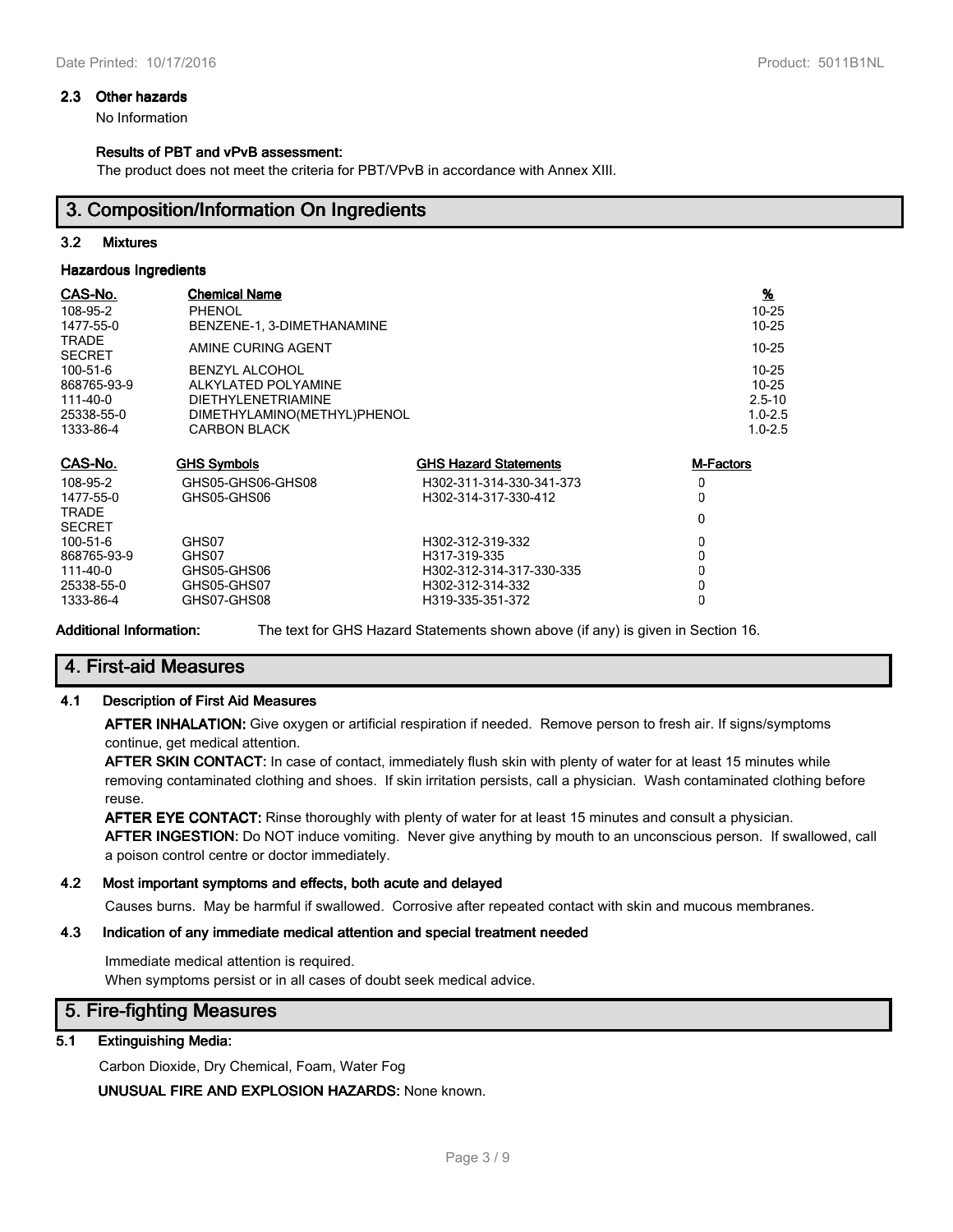### 2.3 Other hazards

No Information

**Results of PBT and vPvB assessment:**

The product does not meet the criteria for PBT/VPvB in accordance with Annex XIII.

## 3. Composition/Information On Ingredients

### 3.2 Mixtures

**Hazardous Ingredients**

| CAS-No. | Chemical Name | % |
|---|---|---|
| 108-95-2 | PHENOL | 10-25 |
| 1477-55-0 | BENZENE-1, 3-DIMETHANAMINE | 10-25 |
| TRADE SECRET | AMINE CURING AGENT | 10-25 |
| 100-51-6 | BENZYL ALCOHOL | 10-25 |
| 868765-93-9 | ALKYLATED POLYAMINE | 10-25 |
| 111-40-0 | DIETHYLENETRIAMINE | 2.5-10 |
| 25338-55-0 | DIMETHYLAMINO(METHYL)PHENOL | 1.0-2.5 |
| 1333-86-4 | CARBON BLACK | 1.0-2.5 |

| CAS-No. | GHS Symbols | GHS Hazard Statements | M-Factors |
|---|---|---|---|
| 108-95-2 | GHS05-GHS06-GHS08 | H302-311-314-330-341-373 | 0 |
| 1477-55-0 | GHS05-GHS06 | H302-314-317-330-412 | 0 |
| TRADE SECRET | | | 0 |
| 100-51-6 | GHS07 | H302-312-319-332 | 0 |
| 868765-93-9 | GHS07 | H317-319-335 | 0 |
| 111-40-0 | GHS05-GHS06 | H302-312-314-317-330-335 | 0 |
| 25338-55-0 | GHS05-GHS07 | H302-312-314-332 | 0 |
| 1333-86-4 | GHS07-GHS08 | H319-335-351-372 | 0 |

**Additional Information:** The text for GHS Hazard Statements shown above (if any) is given in Section 16.

## 4. First-aid Measures

### 4.1 Description of First Aid Measures

**AFTER INHALATION:** Give oxygen or artificial respiration if needed. Remove person to fresh air. If signs/symptoms continue, get medical attention.

**AFTER SKIN CONTACT:** In case of contact, immediately flush skin with plenty of water for at least 15 minutes while removing contaminated clothing and shoes. If skin irritation persists, call a physician. Wash contaminated clothing before reuse.

**AFTER EYE CONTACT:** Rinse thoroughly with plenty of water for at least 15 minutes and consult a physician.

**AFTER INGESTION:** Do NOT induce vomiting. Never give anything by mouth to an unconscious person. If swallowed, call a poison control centre or doctor immediately.

### 4.2 Most important symptoms and effects, both acute and delayed

Causes burns. May be harmful if swallowed. Corrosive after repeated contact with skin and mucous membranes.

### 4.3 Indication of any immediate medical attention and special treatment needed

Immediate medical attention is required.
When symptoms persist or in all cases of doubt seek medical advice.

## 5. Fire-fighting Measures

### 5.1 Extinguishing Media:

Carbon Dioxide, Dry Chemical, Foam, Water Fog

**UNUSUAL FIRE AND EXPLOSION HAZARDS:** None known.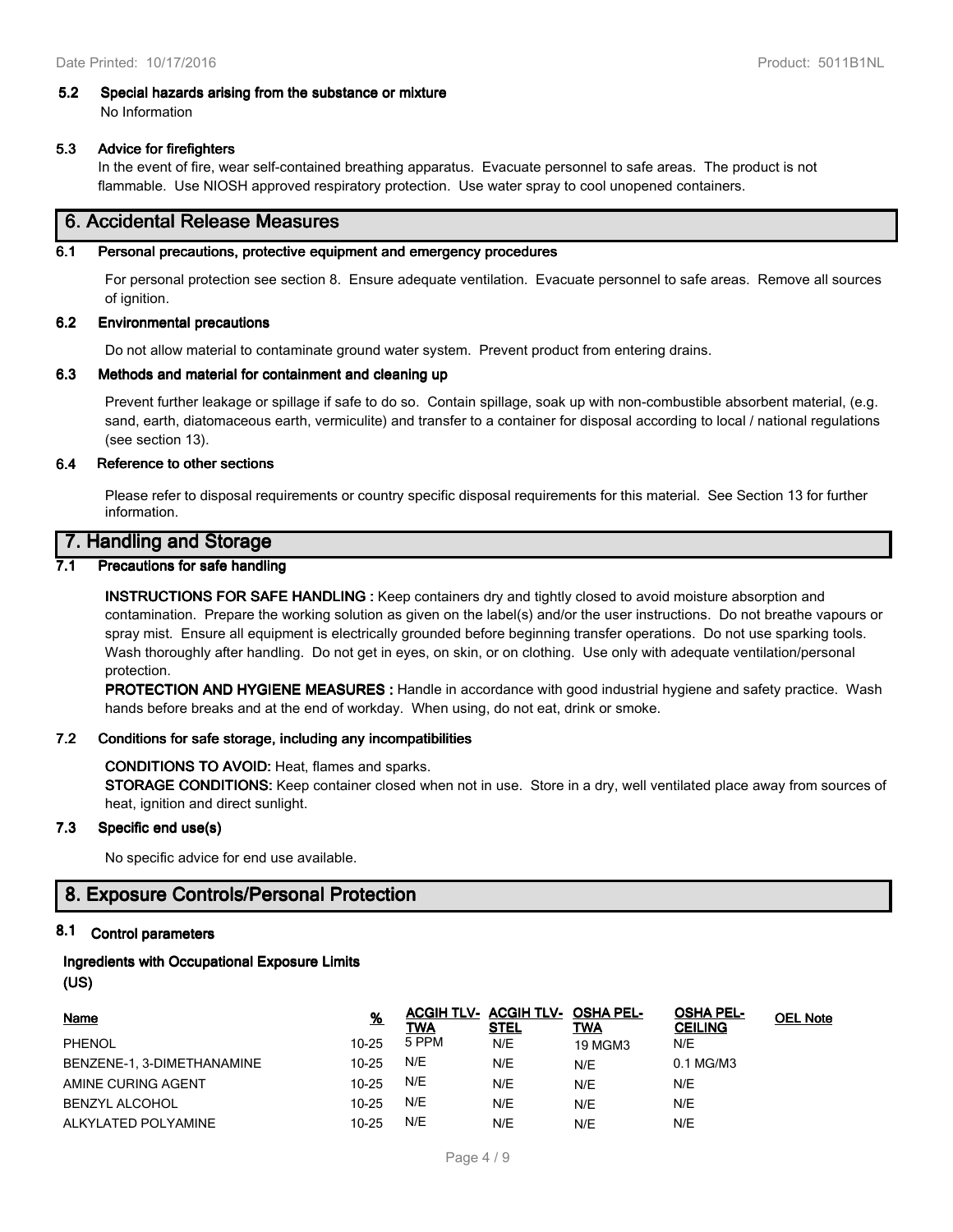### 5.2 Special hazards arising from the substance or mixture

No Information

### 5.3 Advice for firefighters

In the event of fire, wear self-contained breathing apparatus. Evacuate personnel to safe areas. The product is not flammable. Use NIOSH approved respiratory protection. Use water spray to cool unopened containers.

## 6. Accidental Release Measures

### 6.1 Personal precautions, protective equipment and emergency procedures

For personal protection see section 8. Ensure adequate ventilation. Evacuate personnel to safe areas. Remove all sources of ignition.

### 6.2 Environmental precautions

Do not allow material to contaminate ground water system. Prevent product from entering drains.

### 6.3 Methods and material for containment and cleaning up

Prevent further leakage or spillage if safe to do so. Contain spillage, soak up with non-combustible absorbent material, (e.g. sand, earth, diatomaceous earth, vermiculite) and transfer to a container for disposal according to local / national regulations (see section 13).

### 6.4 Reference to other sections

Please refer to disposal requirements or country specific disposal requirements for this material. See Section 13 for further information.

## 7. Handling and Storage

### 7.1 Precautions for safe handling

**INSTRUCTIONS FOR SAFE HANDLING :** Keep containers dry and tightly closed to avoid moisture absorption and contamination. Prepare the working solution as given on the label(s) and/or the user instructions. Do not breathe vapours or spray mist. Ensure all equipment is electrically grounded before beginning transfer operations. Do not use sparking tools. Wash thoroughly after handling. Do not get in eyes, on skin, or on clothing. Use only with adequate ventilation/personal protection.

**PROTECTION AND HYGIENE MEASURES :** Handle in accordance with good industrial hygiene and safety practice. Wash hands before breaks and at the end of workday. When using, do not eat, drink or smoke.

### 7.2 Conditions for safe storage, including any incompatibilities

**CONDITIONS TO AVOID:** Heat, flames and sparks.

**STORAGE CONDITIONS:** Keep container closed when not in use. Store in a dry, well ventilated place away from sources of heat, ignition and direct sunlight.

### 7.3 Specific end use(s)

No specific advice for end use available.

## 8. Exposure Controls/Personal Protection

### 8.1 Control parameters

**Ingredients with Occupational Exposure Limits**

**(US)**

| Name | % | ACGIH TLV-TWA | ACGIH TLV-STEL | OSHA PEL-TWA | OSHA PEL-CEILING | OEL Note |
|---|---|---|---|---|---|---|
| PHENOL | 10-25 | 5 PPM | N/E | 19 MGM3 | N/E | |
| BENZENE-1, 3-DIMETHANAMINE | 10-25 | N/E | N/E | N/E | 0.1 MG/M3 | |
| AMINE CURING AGENT | 10-25 | N/E | N/E | N/E | N/E | |
| BENZYL ALCOHOL | 10-25 | N/E | N/E | N/E | N/E | |
| ALKYLATED POLYAMINE | 10-25 | N/E | N/E | N/E | N/E | |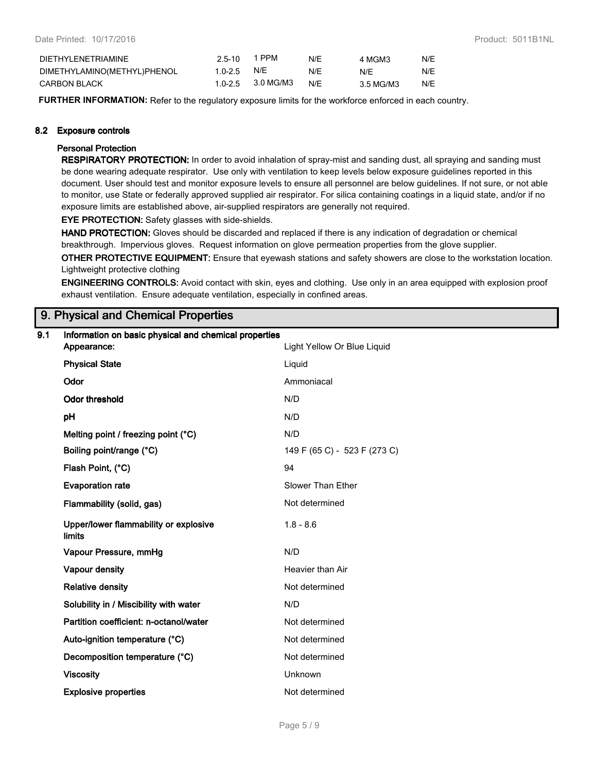| | | | | | |
|---|---|---|---|---|---|
| DIETHYLENETRIAMINE | 2.5-10 | 1 PPM | N/E | 4 MGM3 | N/E |
| DIMETHYLAMINO(METHYL)PHENOL | 1.0-2.5 | N/E | N/E | N/E | N/E |
| CARBON BLACK | 1.0-2.5 | 3.0 MG/M3 | N/E | 3.5 MG/M3 | N/E |

**FURTHER INFORMATION:** Refer to the regulatory exposure limits for the workforce enforced in each country.

### 8.2 Exposure controls

**Personal Protection**

**RESPIRATORY PROTECTION:** In order to avoid inhalation of spray-mist and sanding dust, all spraying and sanding must be done wearing adequate respirator. Use only with ventilation to keep levels below exposure guidelines reported in this document. User should test and monitor exposure levels to ensure all personnel are below guidelines. If not sure, or not able to monitor, use State or federally approved supplied air respirator. For silica containing coatings in a liquid state, and/or if no exposure limits are established above, air-supplied respirators are generally not required.

**EYE PROTECTION:** Safety glasses with side-shields.

**HAND PROTECTION:** Gloves should be discarded and replaced if there is any indication of degradation or chemical breakthrough. Impervious gloves. Request information on glove permeation properties from the glove supplier.

**OTHER PROTECTIVE EQUIPMENT:** Ensure that eyewash stations and safety showers are close to the workstation location. Lightweight protective clothing

**ENGINEERING CONTROLS:** Avoid contact with skin, eyes and clothing. Use only in an area equipped with explosion proof exhaust ventilation. Ensure adequate ventilation, especially in confined areas.

## 9. Physical and Chemical Properties

### 9.1 Information on basic physical and chemical properties

| Property | Value |
|---|---|
| **Appearance:** | Light Yellow Or Blue Liquid |
| **Physical State** | Liquid |
| **Odor** | Ammoniacal |
| **Odor threshold** | N/D |
| **pH** | N/D |
| **Melting point / freezing point (°C)** | N/D |
| **Boiling point/range (°C)** | 149 F (65 C) - 523 F (273 C) |
| **Flash Point, (°C)** | 94 |
| **Evaporation rate** | Slower Than Ether |
| **Flammability (solid, gas)** | Not determined |
| **Upper/lower flammability or explosive limits** | 1.8 - 8.6 |
| **Vapour Pressure, mmHg** | N/D |
| **Vapour density** | Heavier than Air |
| **Relative density** | Not determined |
| **Solubility in / Miscibility with water** | N/D |
| **Partition coefficient: n-octanol/water** | Not determined |
| **Auto-ignition temperature (°C)** | Not determined |
| **Decomposition temperature (°C)** | Not determined |
| **Viscosity** | Unknown |
| **Explosive properties** | Not determined |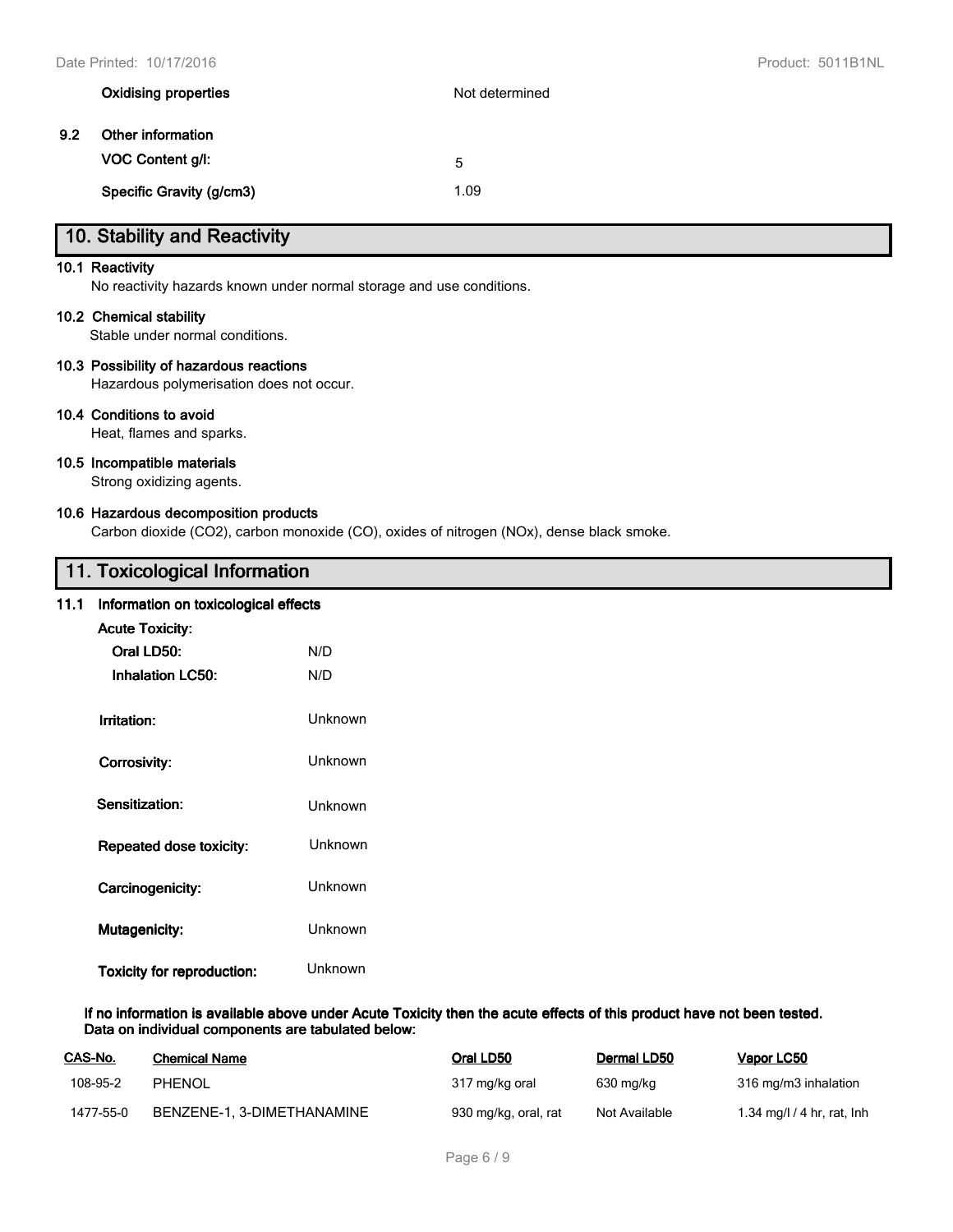**Oxidising properties** Not determined

**9.2 Other information**

**VOC Content g/l:** 5

**Specific Gravity (g/cm3)** 1.09

## 10. Stability and Reactivity

### 10.1 Reactivity

No reactivity hazards known under normal storage and use conditions.

### 10.2 Chemical stability

Stable under normal conditions.

### 10.3 Possibility of hazardous reactions

Hazardous polymerisation does not occur.

### 10.4 Conditions to avoid

Heat, flames and sparks.

### 10.5 Incompatible materials

Strong oxidizing agents.

### 10.6 Hazardous decomposition products

Carbon dioxide ($CO_2$), carbon monoxide (CO), oxides of nitrogen ($NO_x$), dense black smoke.

## 11. Toxicological Information

### 11.1 Information on toxicological effects

**Acute Toxicity:**

**Oral LD50:** N/D

**Inhalation LC50:** N/D

**Irritation:** Unknown

**Corrosivity:** Unknown

**Sensitization:** Unknown

**Repeated dose toxicity:** Unknown

**Carcinogenicity:** Unknown

**Mutagenicity:** Unknown

**Toxicity for reproduction:** Unknown

**If no information is available above under Acute Toxicity then the acute effects of this product have not been tested. Data on individual components are tabulated below:**

| CAS-No. | Chemical Name | Oral LD50 | Dermal LD50 | Vapor LC50 |
|---|---|---|---|---|
| 108-95-2 | PHENOL | 317 mg/kg oral | 630 mg/kg | 316 mg/m3 inhalation |
| 1477-55-0 | BENZENE-1, 3-DIMETHANAMINE | 930 mg/kg, oral, rat | Not Available | 1.34 mg/l / 4 hr, rat, Inh |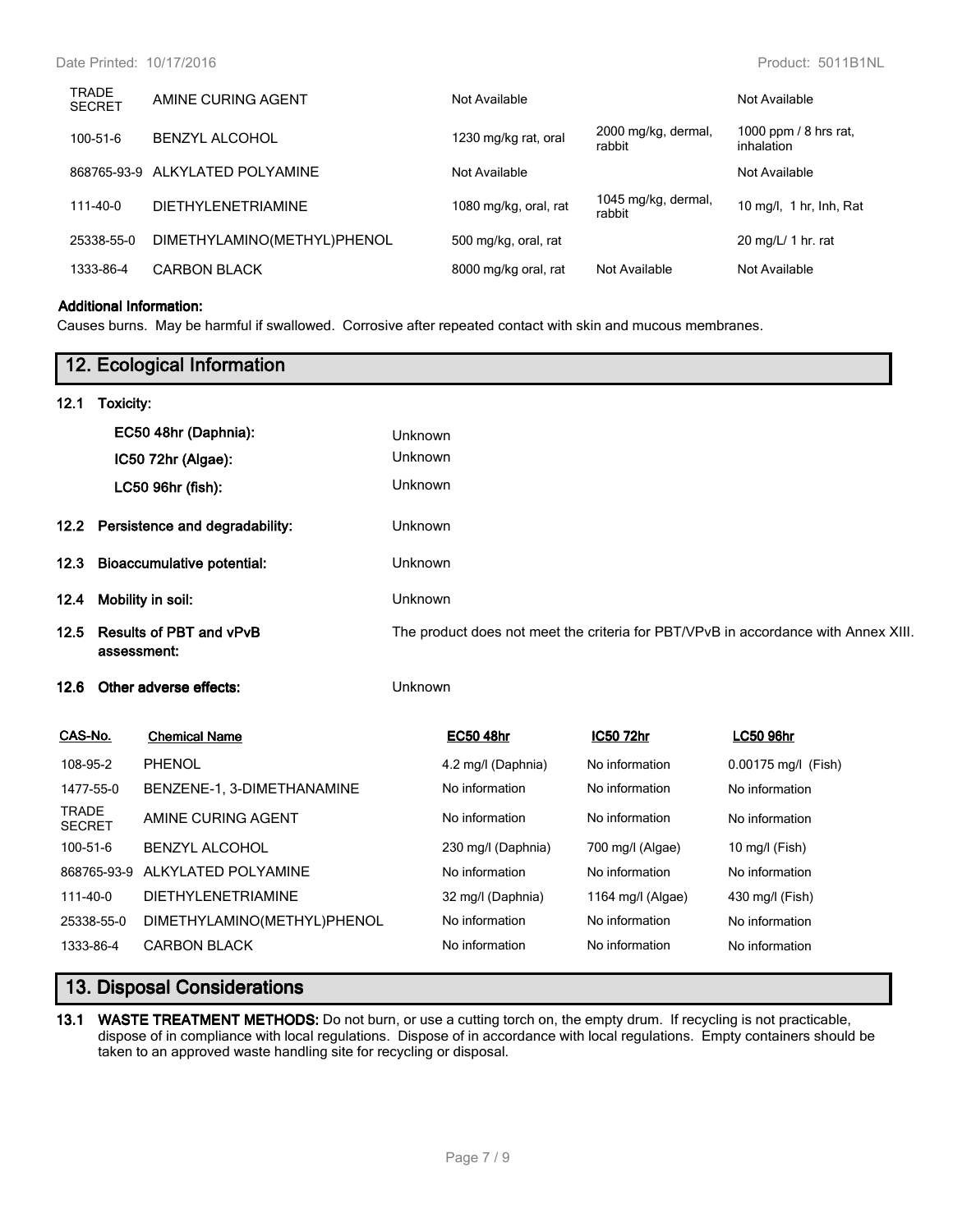| | | | | |
|---|---|---|---|---|
| TRADE SECRET | AMINE CURING AGENT | Not Available | | Not Available |
| 100-51-6 | BENZYL ALCOHOL | 1230 mg/kg rat, oral | 2000 mg/kg, dermal, rabbit | 1000 ppm / 8 hrs rat, inhalation |
| 868765-93-9 | ALKYLATED POLYAMINE | Not Available | | Not Available |
| 111-40-0 | DIETHYLENETRIAMINE | 1080 mg/kg, oral, rat | 1045 mg/kg, dermal, rabbit | 10 mg/l, 1 hr, Inh, Rat |
| 25338-55-0 | DIMETHYLAMINO(METHYL)PHENOL | 500 mg/kg, oral, rat | | 20 mg/L/ 1 hr. rat |
| 1333-86-4 | CARBON BLACK | 8000 mg/kg oral, rat | Not Available | Not Available |

**Additional Information:**

Causes burns. May be harmful if swallowed. Corrosive after repeated contact with skin and mucous membranes.

## 12. Ecological Information

**12.1 Toxicity:**

| | |
|---|---|
| **EC50 48hr (Daphnia):** | Unknown |
| **IC50 72hr (Algae):** | Unknown |
| **LC50 96hr (fish):** | Unknown |

**12.2 Persistence and degradability:** Unknown

**12.3 Bioaccumulative potential:** Unknown

**12.4 Mobility in soil:** Unknown

**12.5 Results of PBT and vPvB assessment:** The product does not meet the criteria for PBT/VPvB in accordance with Annex XIII.

**12.6 Other adverse effects:** Unknown

| CAS-No. | Chemical Name | EC50 48hr | IC50 72hr | LC50 96hr |
|---|---|---|---|---|
| 108-95-2 | PHENOL | 4.2 mg/l (Daphnia) | No information | 0.00175 mg/l (Fish) |
| 1477-55-0 | BENZENE-1, 3-DIMETHANAMINE | No information | No information | No information |
| TRADE SECRET | AMINE CURING AGENT | No information | No information | No information |
| 100-51-6 | BENZYL ALCOHOL | 230 mg/l (Daphnia) | 700 mg/l (Algae) | 10 mg/l (Fish) |
| 868765-93-9 | ALKYLATED POLYAMINE | No information | No information | No information |
| 111-40-0 | DIETHYLENETRIAMINE | 32 mg/l (Daphnia) | 1164 mg/l (Algae) | 430 mg/l (Fish) |
| 25338-55-0 | DIMETHYLAMINO(METHYL)PHENOL | No information | No information | No information |
| 1333-86-4 | CARBON BLACK | No information | No information | No information |

## 13. Disposal Considerations

**13.1 WASTE TREATMENT METHODS:** Do not burn, or use a cutting torch on, the empty drum. If recycling is not practicable, dispose of in compliance with local regulations. Dispose of in accordance with local regulations. Empty containers should be taken to an approved waste handling site for recycling or disposal.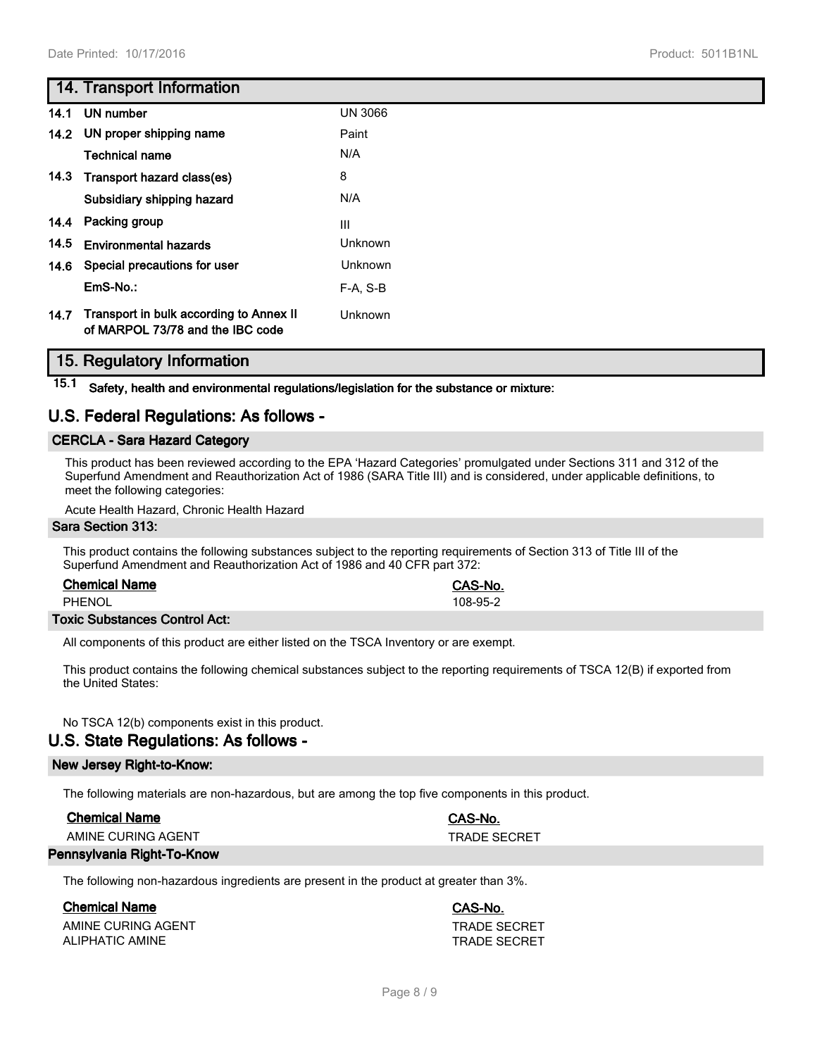## 14. Transport Information

| | | |
|---|---|---|
| 14.1 | UN number | UN 3066 |
| 14.2 | UN proper shipping name | Paint |
| | Technical name | N/A |
| 14.3 | Transport hazard class(es) | 8 |
| | Subsidiary shipping hazard | N/A |
| 14.4 | Packing group | III |
| 14.5 | Environmental hazards | Unknown |
| 14.6 | Special precautions for user | Unknown |
| | EmS-No.: | F-A, S-B |
| 14.7 | Transport in bulk according to Annex II of MARPOL 73/78 and the IBC code | Unknown |

## 15. Regulatory Information

**15.1 Safety, health and environmental regulations/legislation for the substance or mixture:**

## U.S. Federal Regulations: As follows -

### CERCLA - Sara Hazard Category

This product has been reviewed according to the EPA 'Hazard Categories' promulgated under Sections 311 and 312 of the Superfund Amendment and Reauthorization Act of 1986 (SARA Title III) and is considered, under applicable definitions, to meet the following categories:

Acute Health Hazard, Chronic Health Hazard

### Sara Section 313:

This product contains the following substances subject to the reporting requirements of Section 313 of Title III of the Superfund Amendment and Reauthorization Act of 1986 and 40 CFR part 372:

| Chemical Name | CAS-No. |
|---|---|
| PHENOL | 108-95-2 |

### Toxic Substances Control Act:

All components of this product are either listed on the TSCA Inventory or are exempt.

This product contains the following chemical substances subject to the reporting requirements of TSCA 12(B) if exported from the United States:

No TSCA 12(b) components exist in this product.

## U.S. State Regulations: As follows -

### New Jersey Right-to-Know:

The following materials are non-hazardous, but are among the top five components in this product.

| Chemical Name | CAS-No. |
|---|---|
| AMINE CURING AGENT | TRADE SECRET |

### Pennsylvania Right-To-Know

The following non-hazardous ingredients are present in the product at greater than 3%.

| Chemical Name | CAS-No. |
|---|---|
| AMINE CURING AGENT | TRADE SECRET |
| ALIPHATIC AMINE | TRADE SECRET |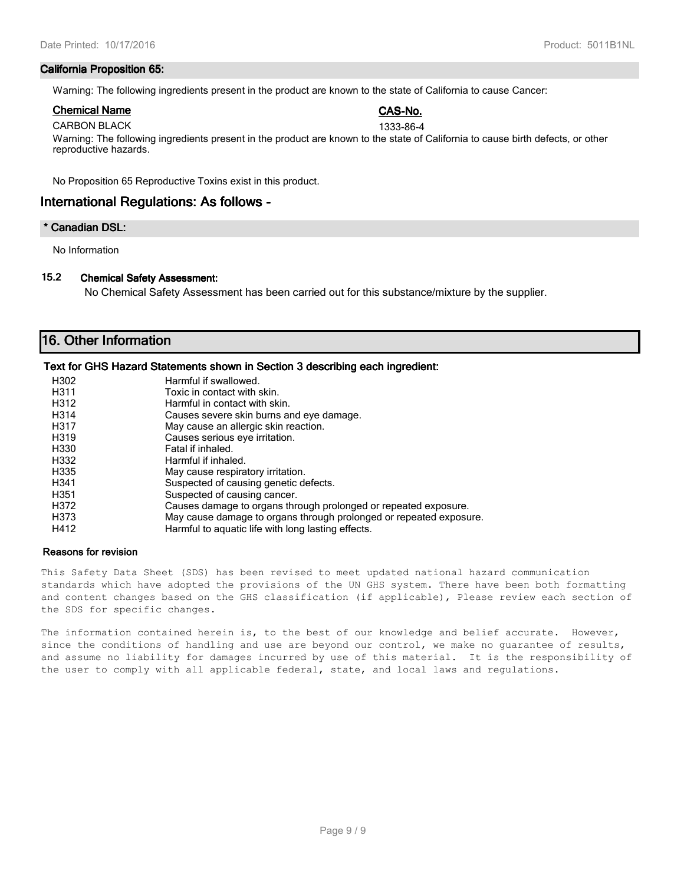### California Proposition 65:

Warning: The following ingredients present in the product are known to the state of California to cause Cancer:

| Chemical Name | CAS-No. |
| --- | --- |
| CARBON BLACK | 1333-86-4 |

Warning: The following ingredients present in the product are known to the state of California to cause birth defects, or other reproductive hazards.

No Proposition 65 Reproductive Toxins exist in this product.

## International Regulations: As follows -

### * Canadian DSL:

No Information

### 15.2 Chemical Safety Assessment:

No Chemical Safety Assessment has been carried out for this substance/mixture by the supplier.

## 16. Other Information

### Text for GHS Hazard Statements shown in Section 3 describing each ingredient:

| | |
| --- | --- |
| H302 | Harmful if swallowed. |
| H311 | Toxic in contact with skin. |
| H312 | Harmful in contact with skin. |
| H314 | Causes severe skin burns and eye damage. |
| H317 | May cause an allergic skin reaction. |
| H319 | Causes serious eye irritation. |
| H330 | Fatal if inhaled. |
| H332 | Harmful if inhaled. |
| H335 | May cause respiratory irritation. |
| H341 | Suspected of causing genetic defects. |
| H351 | Suspected of causing cancer. |
| H372 | Causes damage to organs through prolonged or repeated exposure. |
| H373 | May cause damage to organs through prolonged or repeated exposure. |
| H412 | Harmful to aquatic life with long lasting effects. |

### Reasons for revision

This Safety Data Sheet (SDS) has been revised to meet updated national hazard communication standards which have adopted the provisions of the UN GHS system. There have been both formatting and content changes based on the GHS classification (if applicable), Please review each section of the SDS for specific changes.

The information contained herein is, to the best of our knowledge and belief accurate. However, since the conditions of handling and use are beyond our control, we make no guarantee of results, and assume no liability for damages incurred by use of this material. It is the responsibility of the user to comply with all applicable federal, state, and local laws and regulations.